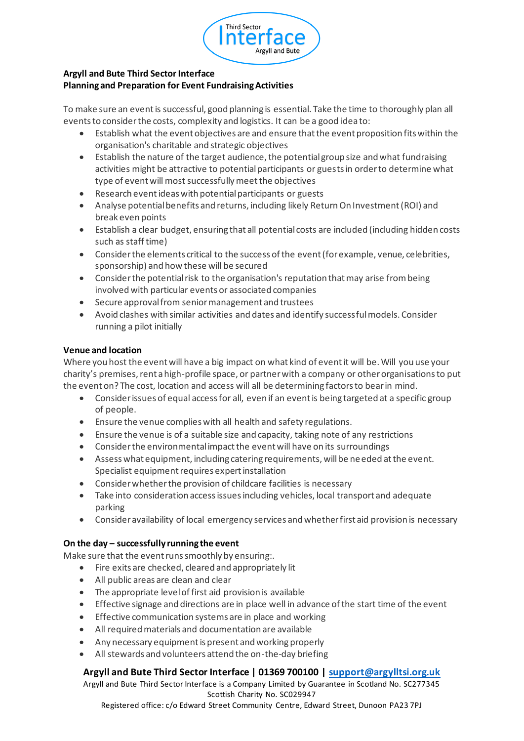**Argyll and Bute Third Sector Interface**
**Planning and Preparation for Event Fundraising Activities**

To make sure an event is successful, good planning is essential. Take the time to thoroughly plan all events to consider the costs, complexity and logistics. It can be a good idea to:

- Establish what the event objectives are and ensure that the event proposition fits within the organisation's charitable and strategic objectives
- Establish the nature of the target audience, the potential group size and what fundraising activities might be attractive to potential participants or guests in order to determine what type of event will most successfully meet the objectives
- Research event ideas with potential participants or guests
- Analyse potential benefits and returns, including likely Return On Investment (ROI) and break even points
- Establish a clear budget, ensuring that all potential costs are included (including hidden costs such as staff time)
- Consider the elements critical to the success of the event (for example, venue, celebrities, sponsorship) and how these will be secured
- Consider the potential risk to the organisation's reputation that may arise from being involved with particular events or associated companies
- Secure approval from senior management and trustees
- Avoid clashes with similar activities and dates and identify successful models. Consider running a pilot initially

**Venue and location**

Where you host the event will have a big impact on what kind of event it will be. Will you use your charity's premises, rent a high-profile space, or partner with a company or other organisations to put the event on? The cost, location and access will all be determining factors to bear in mind.

- Consider issues of equal access for all, even if an event is being targeted at a specific group of people.
- Ensure the venue complies with all health and safety regulations.
- Ensure the venue is of a suitable size and capacity, taking note of any restrictions
- Consider the environmental impact the event will have on its surroundings
- Assess what equipment, including catering requirements, will be needed at the event. Specialist equipment requires expert installation
- Consider whether the provision of childcare facilities is necessary
- Take into consideration access issues including vehicles, local transport and adequate parking
- Consider availability of local emergency services and whether first aid provision is necessary

**On the day – successfully running the event**

Make sure that the event runs smoothly by ensuring:.

- Fire exits are checked, cleared and appropriately lit
- All public areas are clean and clear
- The appropriate level of first aid provision is available
- Effective signage and directions are in place well in advance of the start time of the event
- Effective communication systems are in place and working
- All required materials and documentation are available
- Any necessary equipment is present and working properly
- All stewards and volunteers attend the on-the-day briefing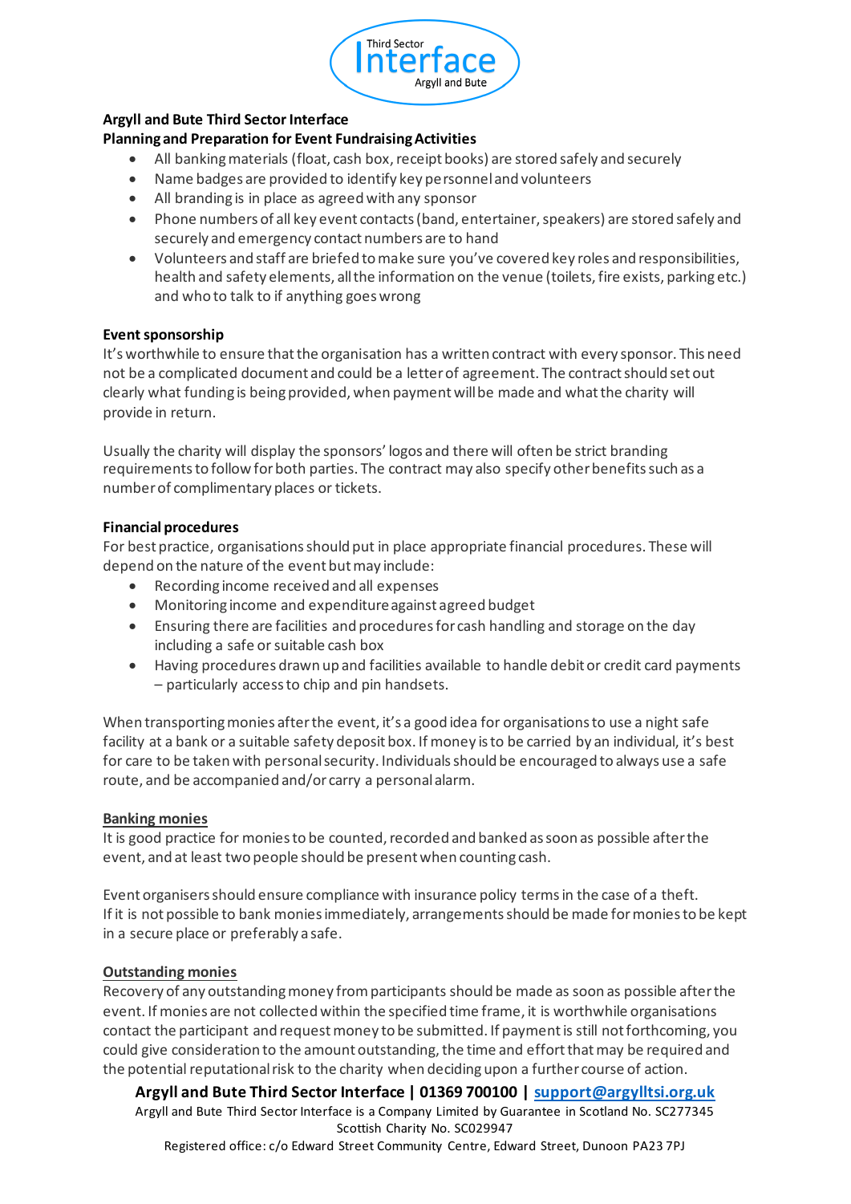**Argyll and Bute Third Sector Interface**
**Planning and Preparation for Event Fundraising Activities**

- All banking materials (float, cash box, receipt books) are stored safely and securely
- Name badges are provided to identify key personnel and volunteers
- All branding is in place as agreed with any sponsor
- Phone numbers of all key event contacts (band, entertainer, speakers) are stored safely and securely and emergency contact numbers are to hand
- Volunteers and staff are briefed to make sure you've covered key roles and responsibilities, health and safety elements, all the information on the venue (toilets, fire exists, parking etc.) and who to talk to if anything goes wrong

**Event sponsorship**

It's worthwhile to ensure that the organisation has a written contract with every sponsor. This need not be a complicated document and could be a letter of agreement. The contract should set out clearly what funding is being provided, when payment will be made and what the charity will provide in return.

Usually the charity will display the sponsors' logos and there will often be strict branding requirements to follow for both parties. The contract may also specify other benefits such as a number of complimentary places or tickets.

**Financial procedures**

For best practice, organisations should put in place appropriate financial procedures. These will depend on the nature of the event but may include:

- Recording income received and all expenses
- Monitoring income and expenditure against agreed budget
- Ensuring there are facilities and procedures for cash handling and storage on the day including a safe or suitable cash box
- Having procedures drawn up and facilities available to handle debit or credit card payments – particularly access to chip and pin handsets.

When transporting monies after the event, it's a good idea for organisations to use a night safe facility at a bank or a suitable safety deposit box. If money is to be carried by an individual, it's best for care to be taken with personal security. Individuals should be encouraged to always use a safe route, and be accompanied and/or carry a personal alarm.

**Banking monies**

It is good practice for monies to be counted, recorded and banked as soon as possible after the event, and at least two people should be present when counting cash.

Event organisers should ensure compliance with insurance policy terms in the case of a theft. If it is not possible to bank monies immediately, arrangements should be made for monies to be kept in a secure place or preferably a safe.

**Outstanding monies**

Recovery of any outstanding money from participants should be made as soon as possible after the event. If monies are not collected within the specified time frame, it is worthwhile organisations contact the participant and request money to be submitted. If payment is still not forthcoming, you could give consideration to the amount outstanding, the time and effort that may be required and the potential reputational risk to the charity when deciding upon a further course of action.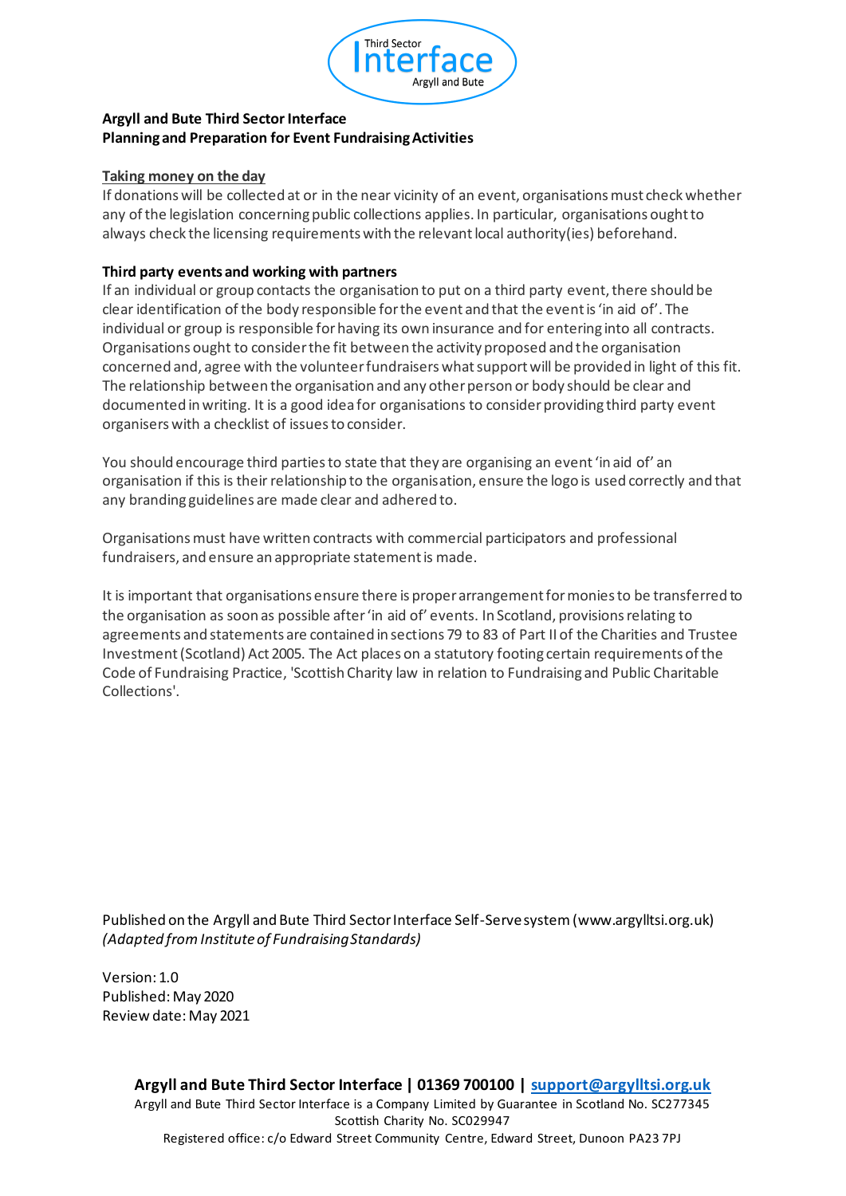**Argyll and Bute Third Sector Interface**
**Planning and Preparation for Event Fundraising Activities**

## Taking money on the day

If donations will be collected at or in the near vicinity of an event, organisations must check whether any of the legislation concerning public collections applies. In particular, organisations ought to always check the licensing requirements with the relevant local authority(ies) beforehand.

## Third party events and working with partners

If an individual or group contacts the organisation to put on a third party event, there should be clear identification of the body responsible for the event and that the event is 'in aid of'. The individual or group is responsible for having its own insurance and for entering into all contracts. Organisations ought to consider the fit between the activity proposed and the organisation concerned and, agree with the volunteer fundraisers what support will be provided in light of this fit. The relationship between the organisation and any other person or body should be clear and documented in writing. It is a good idea for organisations to consider providing third party event organisers with a checklist of issues to consider.

You should encourage third parties to state that they are organising an event 'in aid of' an organisation if this is their relationship to the organisation, ensure the logo is used correctly and that any branding guidelines are made clear and adhered to.

Organisations must have written contracts with commercial participators and professional fundraisers, and ensure an appropriate statement is made.

It is important that organisations ensure there is proper arrangement for monies to be transferred to the organisation as soon as possible after 'in aid of' events. In Scotland, provisions relating to agreements and statements are contained in sections 79 to 83 of Part II of the Charities and Trustee Investment (Scotland) Act 2005. The Act places on a statutory footing certain requirements of the Code of Fundraising Practice, 'Scottish Charity law in relation to Fundraising and Public Charitable Collections'.

Published on the Argyll and Bute Third Sector Interface Self-Serve system (www.argylltsi.org.uk)
*(Adapted from Institute of Fundraising Standards)*

Version: 1.0
Published: May 2020
Review date: May 2021

**Argyll and Bute Third Sector Interface | 01369 700100 | support@argylltsi.org.uk**
Argyll and Bute Third Sector Interface is a Company Limited by Guarantee in Scotland No. SC277345
Scottish Charity No. SC029947
Registered office: c/o Edward Street Community Centre, Edward Street, Dunoon PA23 7PJ